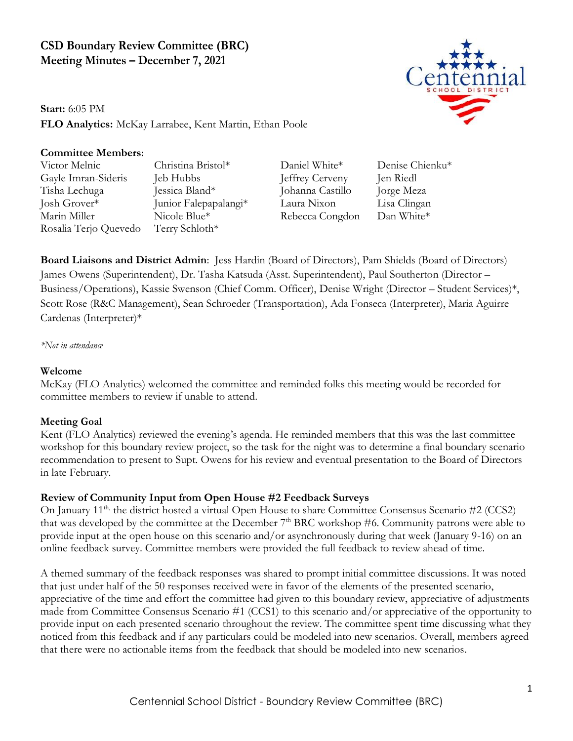# CSD Boundary Review Committee (BRC)
# Meeting Minutes – December 7, 2021

**Start:** 6:05 PM
**FLO Analytics:** McKay Larrabee, Kent Martin, Ethan Poole

**Committee Members:**

| | | | |
|---|---|---|---|
| Victor Melnic | Christina Bristol* | Daniel White* | Denise Chienku* |
| Gayle Imran-Sideris | Jeb Hubbs | Jeffrey Cerveny | Jen Riedl |
| Tisha Lechuga | Jessica Bland* | Johanna Castillo | Jorge Meza |
| Josh Grover* | Junior Falepapalangi* | Laura Nixon | Lisa Clingan |
| Marin Miller | Nicole Blue* | Rebecca Congdon | Dan White* |
| Rosalia Terjo Quevedo | Terry Schloth* | | |

**Board Liaisons and District Admin**: Jess Hardin (Board of Directors), Pam Shields (Board of Directors) James Owens (Superintendent), Dr. Tasha Katsuda (Asst. Superintendent), Paul Southerton (Director – Business/Operations), Kassie Swenson (Chief Comm. Officer), Denise Wright (Director – Student Services)*, Scott Rose (R&C Management), Sean Schroeder (Transportation), Ada Fonseca (Interpreter), Maria Aguirre Cardenas (Interpreter)*

*\*Not in attendance*

**Welcome**
McKay (FLO Analytics) welcomed the committee and reminded folks this meeting would be recorded for committee members to review if unable to attend.

**Meeting Goal**
Kent (FLO Analytics) reviewed the evening's agenda. He reminded members that this was the last committee workshop for this boundary review project, so the task for the night was to determine a final boundary scenario recommendation to present to Supt. Owens for his review and eventual presentation to the Board of Directors in late February.

**Review of Community Input from Open House #2 Feedback Surveys**
On January 11th, the district hosted a virtual Open House to share Committee Consensus Scenario #2 (CCS2) that was developed by the committee at the December 7th BRC workshop #6. Community patrons were able to provide input at the open house on this scenario and/or asynchronously during that week (January 9-16) on an online feedback survey. Committee members were provided the full feedback to review ahead of time.

A themed summary of the feedback responses was shared to prompt initial committee discussions. It was noted that just under half of the 50 responses received were in favor of the elements of the presented scenario, appreciative of the time and effort the committee had given to this boundary review, appreciative of adjustments made from Committee Consensus Scenario #1 (CCS1) to this scenario and/or appreciative of the opportunity to provide input on each presented scenario throughout the review. The committee spent time discussing what they noticed from this feedback and if any particulars could be modeled into new scenarios. Overall, members agreed that there were no actionable items from the feedback that should be modeled into new scenarios.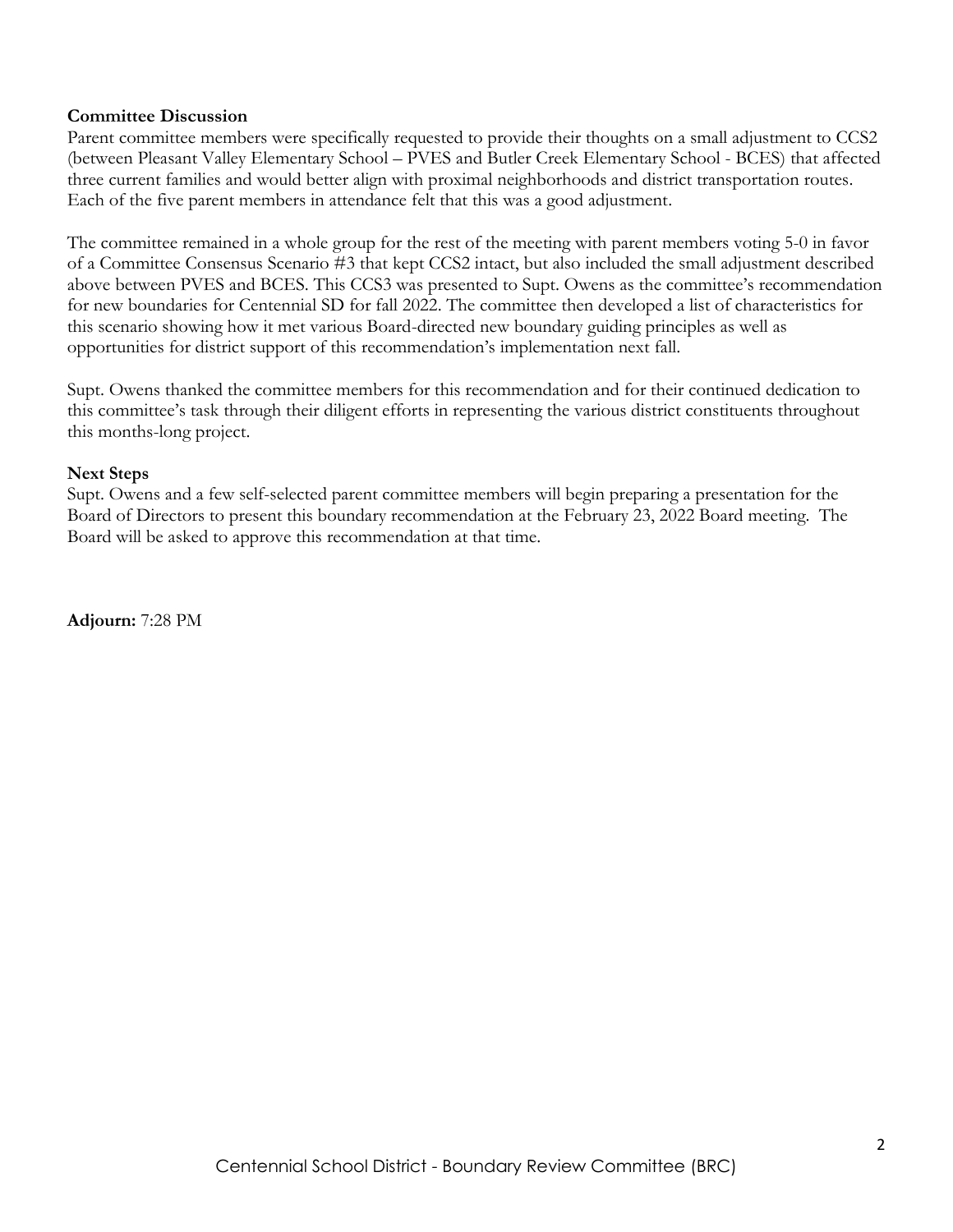**Committee Discussion**
Parent committee members were specifically requested to provide their thoughts on a small adjustment to CCS2 (between Pleasant Valley Elementary School – PVES and Butler Creek Elementary School - BCES) that affected three current families and would better align with proximal neighborhoods and district transportation routes. Each of the five parent members in attendance felt that this was a good adjustment.

The committee remained in a whole group for the rest of the meeting with parent members voting 5-0 in favor of a Committee Consensus Scenario #3 that kept CCS2 intact, but also included the small adjustment described above between PVES and BCES. This CCS3 was presented to Supt. Owens as the committee's recommendation for new boundaries for Centennial SD for fall 2022. The committee then developed a list of characteristics for this scenario showing how it met various Board-directed new boundary guiding principles as well as opportunities for district support of this recommendation's implementation next fall.

Supt. Owens thanked the committee members for this recommendation and for their continued dedication to this committee's task through their diligent efforts in representing the various district constituents throughout this months-long project.

**Next Steps**
Supt. Owens and a few self-selected parent committee members will begin preparing a presentation for the Board of Directors to present this boundary recommendation at the February 23, 2022 Board meeting. The Board will be asked to approve this recommendation at that time.

**Adjourn:** 7:28 PM